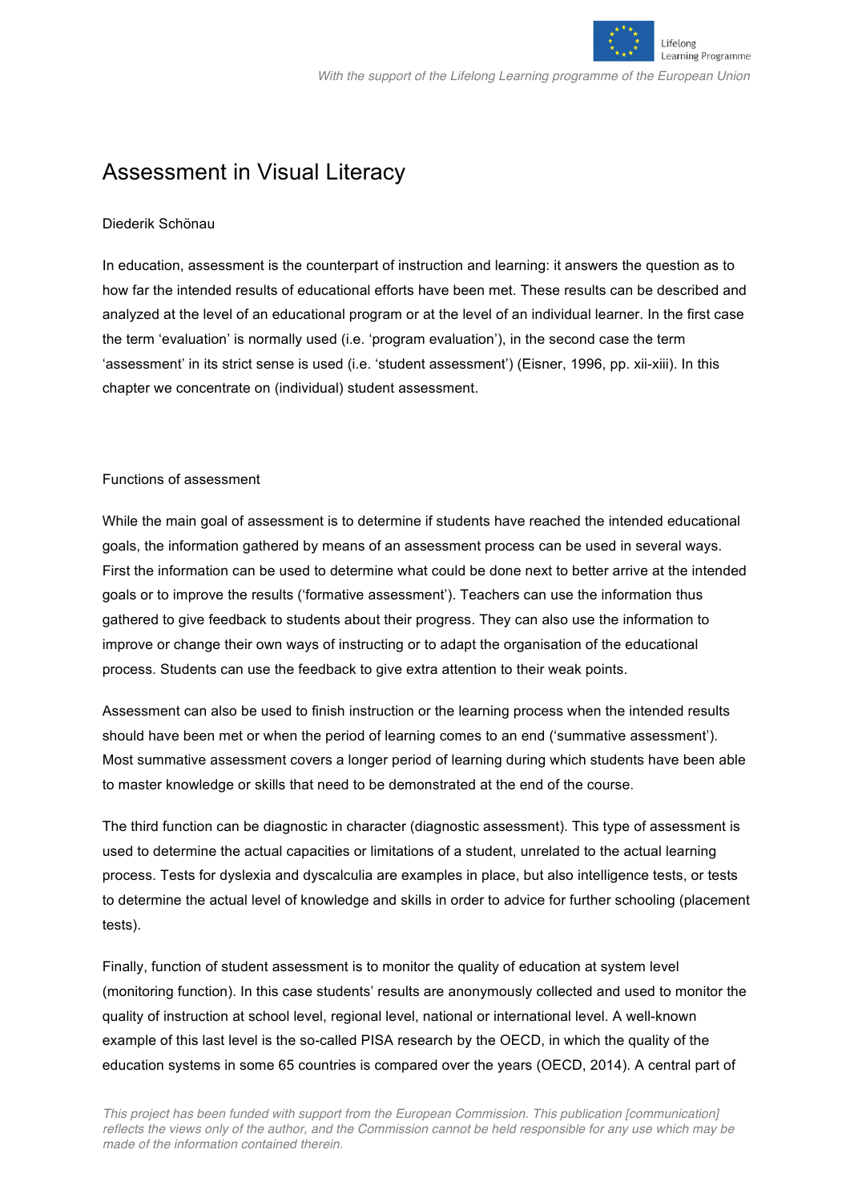# Assessment in Visual Literacy

Diederik Schönau

In education, assessment is the counterpart of instruction and learning: it answers the question as to how far the intended results of educational efforts have been met. These results can be described and analyzed at the level of an educational program or at the level of an individual learner. In the first case the term 'evaluation' is normally used (i.e. 'program evaluation'), in the second case the term 'assessment' in its strict sense is used (i.e. 'student assessment') (Eisner, 1996, pp. xii-xiii). In this chapter we concentrate on (individual) student assessment.

## Functions of assessment

While the main goal of assessment is to determine if students have reached the intended educational goals, the information gathered by means of an assessment process can be used in several ways. First the information can be used to determine what could be done next to better arrive at the intended goals or to improve the results ('formative assessment'). Teachers can use the information thus gathered to give feedback to students about their progress. They can also use the information to improve or change their own ways of instructing or to adapt the organisation of the educational process. Students can use the feedback to give extra attention to their weak points.

Assessment can also be used to finish instruction or the learning process when the intended results should have been met or when the period of learning comes to an end ('summative assessment'). Most summative assessment covers a longer period of learning during which students have been able to master knowledge or skills that need to be demonstrated at the end of the course.

The third function can be diagnostic in character (diagnostic assessment). This type of assessment is used to determine the actual capacities or limitations of a student, unrelated to the actual learning process. Tests for dyslexia and dyscalculia are examples in place, but also intelligence tests, or tests to determine the actual level of knowledge and skills in order to advice for further schooling (placement tests).

Finally, function of student assessment is to monitor the quality of education at system level (monitoring function). In this case students' results are anonymously collected and used to monitor the quality of instruction at school level, regional level, national or international level. A well-known example of this last level is the so-called PISA research by the OECD, in which the quality of the education systems in some 65 countries is compared over the years (OECD, 2014). A central part of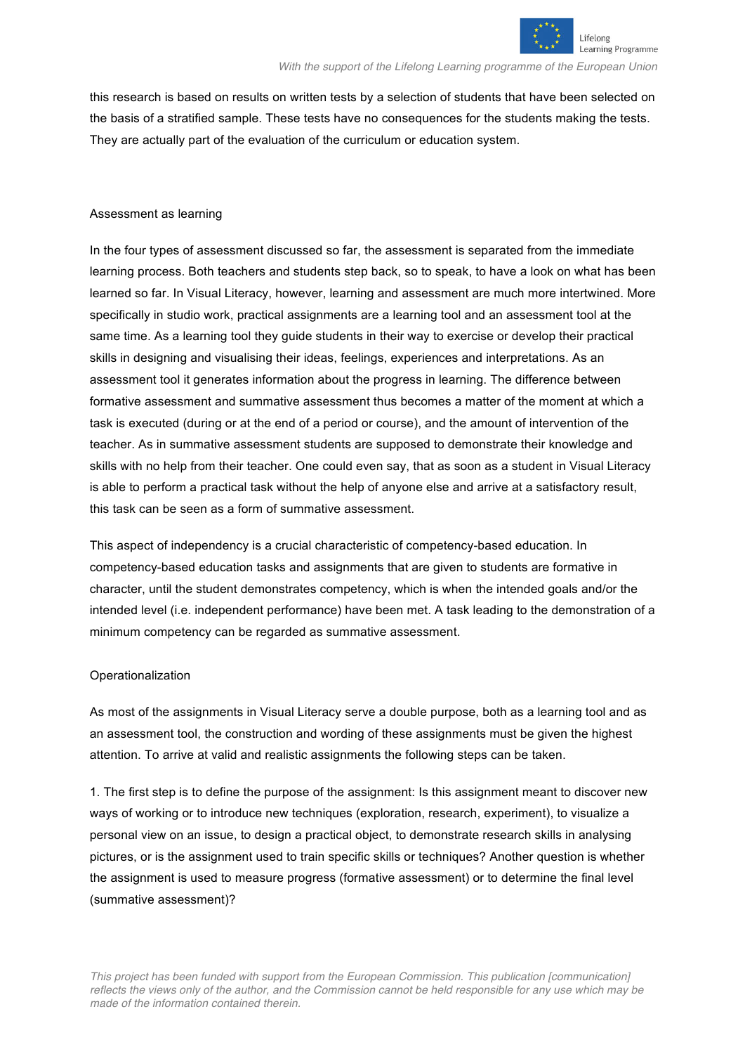this research is based on results on written tests by a selection of students that have been selected on the basis of a stratified sample. These tests have no consequences for the students making the tests. They are actually part of the evaluation of the curriculum or education system.

## Assessment as learning

In the four types of assessment discussed so far, the assessment is separated from the immediate learning process. Both teachers and students step back, so to speak, to have a look on what has been learned so far. In Visual Literacy, however, learning and assessment are much more intertwined. More specifically in studio work, practical assignments are a learning tool and an assessment tool at the same time. As a learning tool they guide students in their way to exercise or develop their practical skills in designing and visualising their ideas, feelings, experiences and interpretations. As an assessment tool it generates information about the progress in learning. The difference between formative assessment and summative assessment thus becomes a matter of the moment at which a task is executed (during or at the end of a period or course), and the amount of intervention of the teacher. As in summative assessment students are supposed to demonstrate their knowledge and skills with no help from their teacher. One could even say, that as soon as a student in Visual Literacy is able to perform a practical task without the help of anyone else and arrive at a satisfactory result, this task can be seen as a form of summative assessment.

This aspect of independency is a crucial characteristic of competency-based education. In competency-based education tasks and assignments that are given to students are formative in character, until the student demonstrates competency, which is when the intended goals and/or the intended level (i.e. independent performance) have been met. A task leading to the demonstration of a minimum competency can be regarded as summative assessment.

## Operationalization

As most of the assignments in Visual Literacy serve a double purpose, both as a learning tool and as an assessment tool, the construction and wording of these assignments must be given the highest attention. To arrive at valid and realistic assignments the following steps can be taken.

1. The first step is to define the purpose of the assignment: Is this assignment meant to discover new ways of working or to introduce new techniques (exploration, research, experiment), to visualize a personal view on an issue, to design a practical object, to demonstrate research skills in analysing pictures, or is the assignment used to train specific skills or techniques? Another question is whether the assignment is used to measure progress (formative assessment) or to determine the final level (summative assessment)?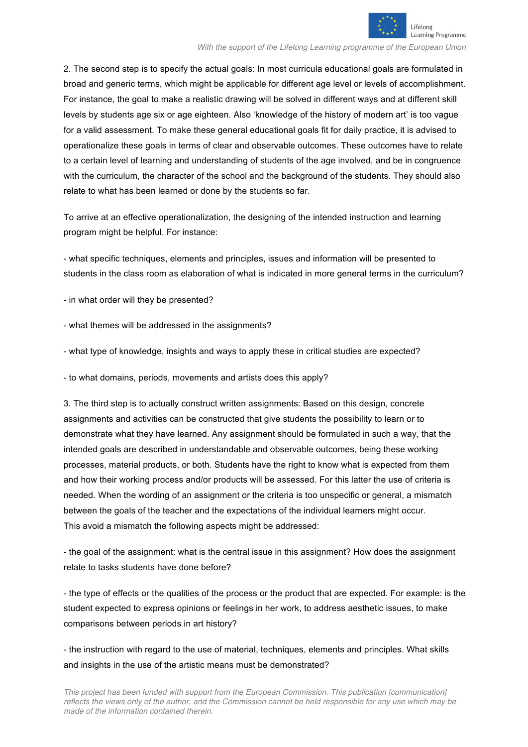2. The second step is to specify the actual goals: In most curricula educational goals are formulated in broad and generic terms, which might be applicable for different age level or levels of accomplishment. For instance, the goal to make a realistic drawing will be solved in different ways and at different skill levels by students age six or age eighteen. Also 'knowledge of the history of modern art' is too vague for a valid assessment. To make these general educational goals fit for daily practice, it is advised to operationalize these goals in terms of clear and observable outcomes. These outcomes have to relate to a certain level of learning and understanding of students of the age involved, and be in congruence with the curriculum, the character of the school and the background of the students. They should also relate to what has been learned or done by the students so far.

To arrive at an effective operationalization, the designing of the intended instruction and learning program might be helpful. For instance:

- what specific techniques, elements and principles, issues and information will be presented to students in the class room as elaboration of what is indicated in more general terms in the curriculum?

- in what order will they be presented?

- what themes will be addressed in the assignments?

- what type of knowledge, insights and ways to apply these in critical studies are expected?

- to what domains, periods, movements and artists does this apply?

3. The third step is to actually construct written assignments: Based on this design, concrete assignments and activities can be constructed that give students the possibility to learn or to demonstrate what they have learned. Any assignment should be formulated in such a way, that the intended goals are described in understandable and observable outcomes, being these working processes, material products, or both. Students have the right to know what is expected from them and how their working process and/or products will be assessed. For this latter the use of criteria is needed. When the wording of an assignment or the criteria is too unspecific or general, a mismatch between the goals of the teacher and the expectations of the individual learners might occur.
This avoid a mismatch the following aspects might be addressed:

- the goal of the assignment: what is the central issue in this assignment? How does the assignment relate to tasks students have done before?

- the type of effects or the qualities of the process or the product that are expected. For example: is the student expected to express opinions or feelings in her work, to address aesthetic issues, to make comparisons between periods in art history?

- the instruction with regard to the use of material, techniques, elements and principles. What skills and insights in the use of the artistic means must be demonstrated?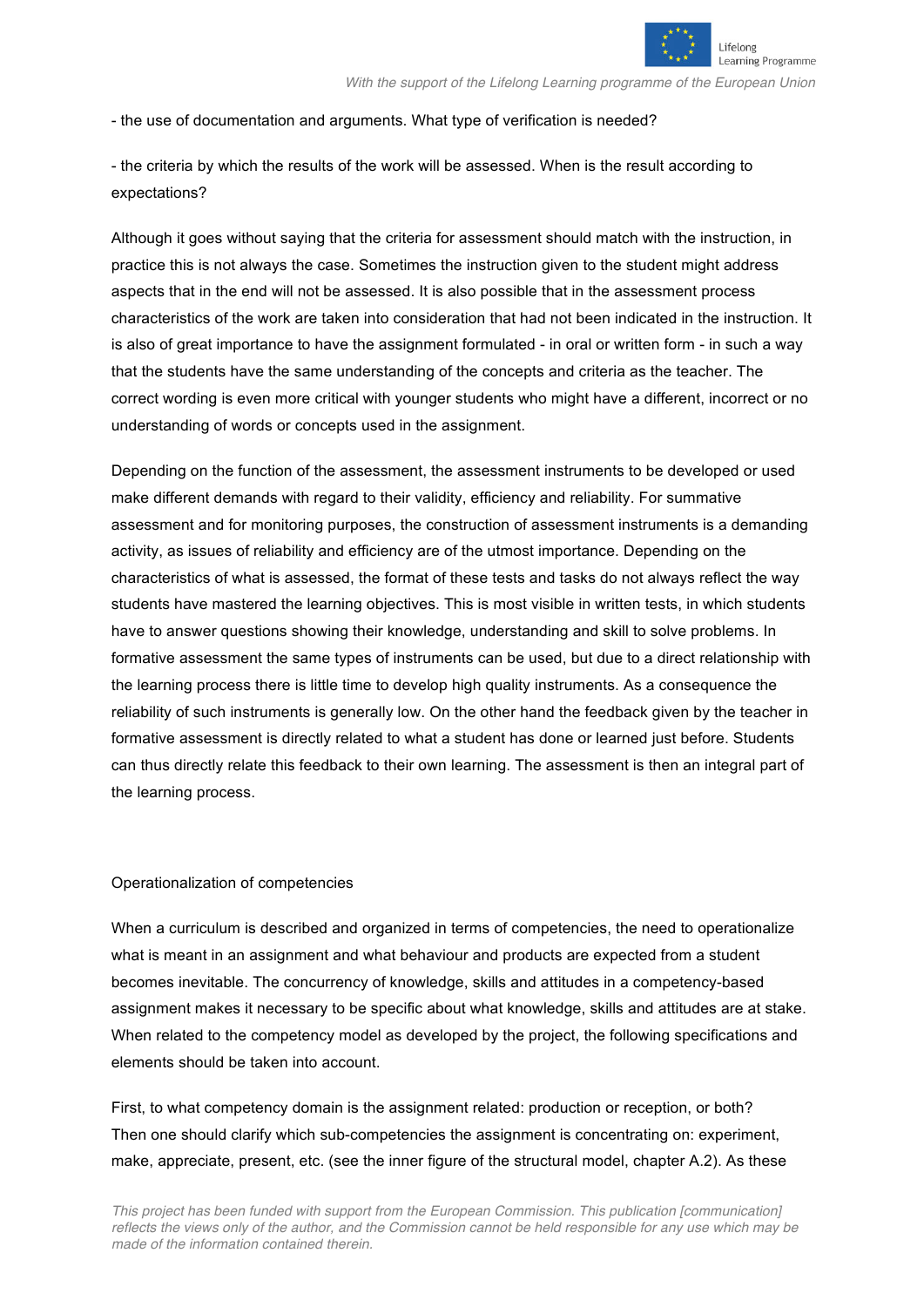- the use of documentation and arguments. What type of verification is needed?

- the criteria by which the results of the work will be assessed. When is the result according to expectations?

Although it goes without saying that the criteria for assessment should match with the instruction, in practice this is not always the case. Sometimes the instruction given to the student might address aspects that in the end will not be assessed. It is also possible that in the assessment process characteristics of the work are taken into consideration that had not been indicated in the instruction. It is also of great importance to have the assignment formulated - in oral or written form - in such a way that the students have the same understanding of the concepts and criteria as the teacher. The correct wording is even more critical with younger students who might have a different, incorrect or no understanding of words or concepts used in the assignment.

Depending on the function of the assessment, the assessment instruments to be developed or used make different demands with regard to their validity, efficiency and reliability. For summative assessment and for monitoring purposes, the construction of assessment instruments is a demanding activity, as issues of reliability and efficiency are of the utmost importance. Depending on the characteristics of what is assessed, the format of these tests and tasks do not always reflect the way students have mastered the learning objectives. This is most visible in written tests, in which students have to answer questions showing their knowledge, understanding and skill to solve problems. In formative assessment the same types of instruments can be used, but due to a direct relationship with the learning process there is little time to develop high quality instruments. As a consequence the reliability of such instruments is generally low. On the other hand the feedback given by the teacher in formative assessment is directly related to what a student has done or learned just before. Students can thus directly relate this feedback to their own learning. The assessment is then an integral part of the learning process.

## Operationalization of competencies

When a curriculum is described and organized in terms of competencies, the need to operationalize what is meant in an assignment and what behaviour and products are expected from a student becomes inevitable. The concurrency of knowledge, skills and attitudes in a competency-based assignment makes it necessary to be specific about what knowledge, skills and attitudes are at stake. When related to the competency model as developed by the project, the following specifications and elements should be taken into account.

First, to what competency domain is the assignment related: production or reception, or both? Then one should clarify which sub-competencies the assignment is concentrating on: experiment, make, appreciate, present, etc. (see the inner figure of the structural model, chapter A.2). As these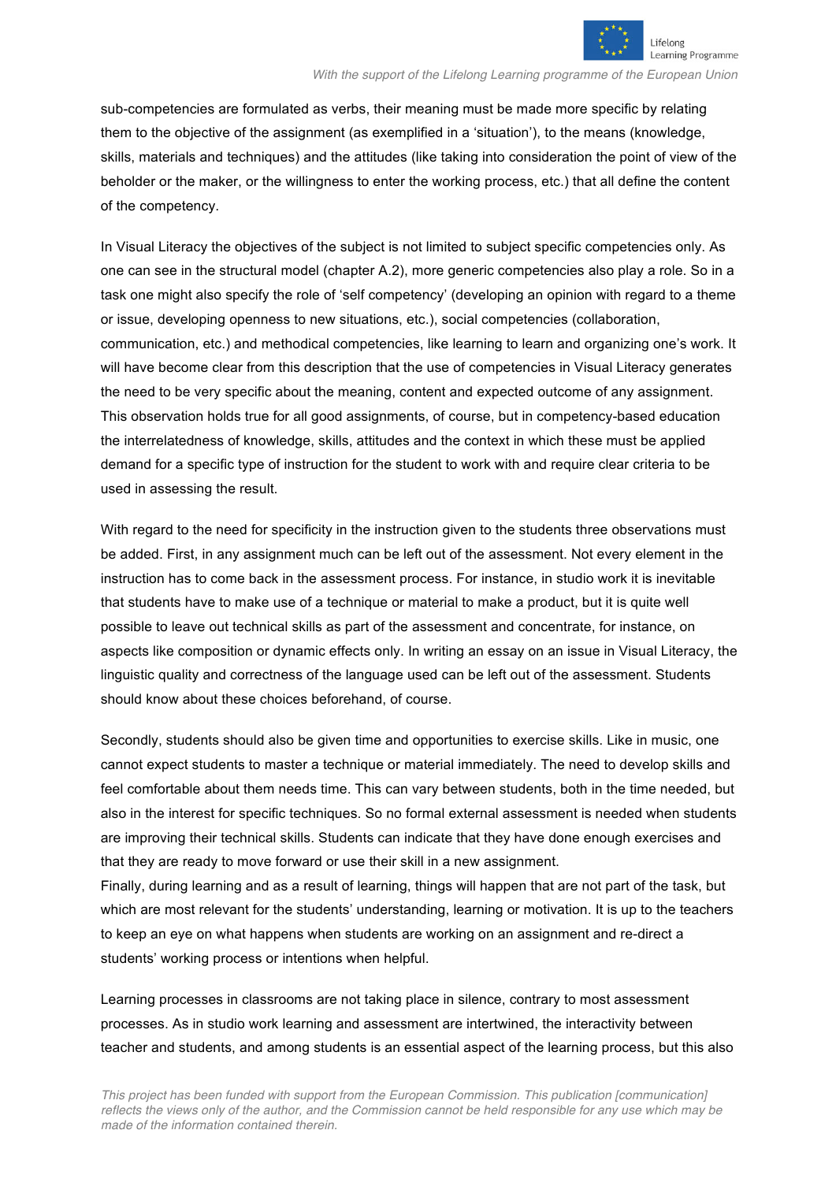sub-competencies are formulated as verbs, their meaning must be made more specific by relating them to the objective of the assignment (as exemplified in a 'situation'), to the means (knowledge, skills, materials and techniques) and the attitudes (like taking into consideration the point of view of the beholder or the maker, or the willingness to enter the working process, etc.) that all define the content of the competency.

In Visual Literacy the objectives of the subject is not limited to subject specific competencies only. As one can see in the structural model (chapter A.2), more generic competencies also play a role. So in a task one might also specify the role of 'self competency' (developing an opinion with regard to a theme or issue, developing openness to new situations, etc.), social competencies (collaboration, communication, etc.) and methodical competencies, like learning to learn and organizing one's work. It will have become clear from this description that the use of competencies in Visual Literacy generates the need to be very specific about the meaning, content and expected outcome of any assignment. This observation holds true for all good assignments, of course, but in competency-based education the interrelatedness of knowledge, skills, attitudes and the context in which these must be applied demand for a specific type of instruction for the student to work with and require clear criteria to be used in assessing the result.

With regard to the need for specificity in the instruction given to the students three observations must be added. First, in any assignment much can be left out of the assessment. Not every element in the instruction has to come back in the assessment process. For instance, in studio work it is inevitable that students have to make use of a technique or material to make a product, but it is quite well possible to leave out technical skills as part of the assessment and concentrate, for instance, on aspects like composition or dynamic effects only. In writing an essay on an issue in Visual Literacy, the linguistic quality and correctness of the language used can be left out of the assessment. Students should know about these choices beforehand, of course.

Secondly, students should also be given time and opportunities to exercise skills. Like in music, one cannot expect students to master a technique or material immediately. The need to develop skills and feel comfortable about them needs time. This can vary between students, both in the time needed, but also in the interest for specific techniques. So no formal external assessment is needed when students are improving their technical skills. Students can indicate that they have done enough exercises and that they are ready to move forward or use their skill in a new assignment.

Finally, during learning and as a result of learning, things will happen that are not part of the task, but which are most relevant for the students' understanding, learning or motivation. It is up to the teachers to keep an eye on what happens when students are working on an assignment and re-direct a students' working process or intentions when helpful.

Learning processes in classrooms are not taking place in silence, contrary to most assessment processes. As in studio work learning and assessment are intertwined, the interactivity between teacher and students, and among students is an essential aspect of the learning process, but this also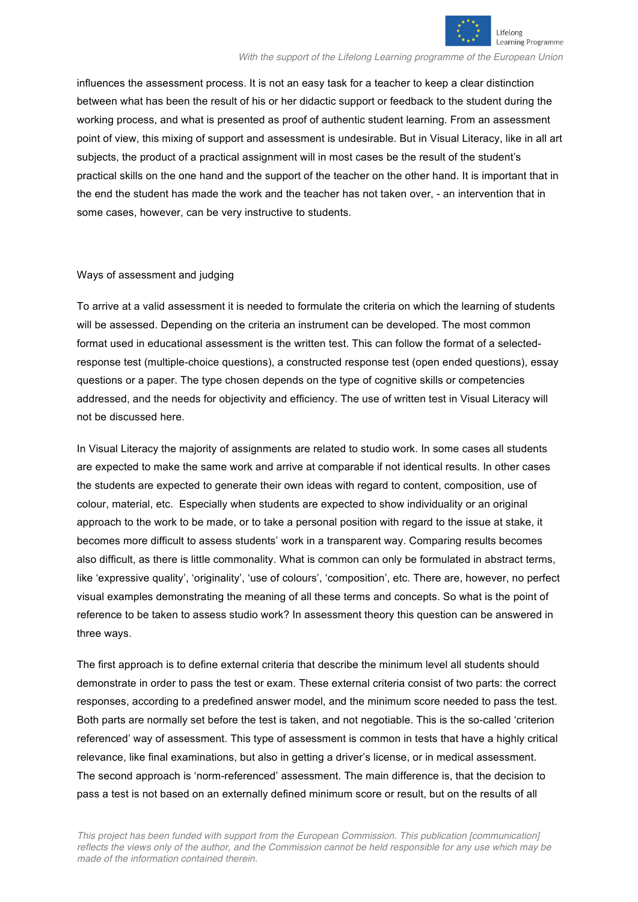influences the assessment process. It is not an easy task for a teacher to keep a clear distinction between what has been the result of his or her didactic support or feedback to the student during the working process, and what is presented as proof of authentic student learning. From an assessment point of view, this mixing of support and assessment is undesirable. But in Visual Literacy, like in all art subjects, the product of a practical assignment will in most cases be the result of the student's practical skills on the one hand and the support of the teacher on the other hand. It is important that in the end the student has made the work and the teacher has not taken over, - an intervention that in some cases, however, can be very instructive to students.

## Ways of assessment and judging

To arrive at a valid assessment it is needed to formulate the criteria on which the learning of students will be assessed. Depending on the criteria an instrument can be developed. The most common format used in educational assessment is the written test. This can follow the format of a selected-response test (multiple-choice questions), a constructed response test (open ended questions), essay questions or a paper. The type chosen depends on the type of cognitive skills or competencies addressed, and the needs for objectivity and efficiency. The use of written test in Visual Literacy will not be discussed here.

In Visual Literacy the majority of assignments are related to studio work. In some cases all students are expected to make the same work and arrive at comparable if not identical results. In other cases the students are expected to generate their own ideas with regard to content, composition, use of colour, material, etc. Especially when students are expected to show individuality or an original approach to the work to be made, or to take a personal position with regard to the issue at stake, it becomes more difficult to assess students' work in a transparent way. Comparing results becomes also difficult, as there is little commonality. What is common can only be formulated in abstract terms, like 'expressive quality', 'originality', 'use of colours', 'composition', etc. There are, however, no perfect visual examples demonstrating the meaning of all these terms and concepts. So what is the point of reference to be taken to assess studio work? In assessment theory this question can be answered in three ways.

The first approach is to define external criteria that describe the minimum level all students should demonstrate in order to pass the test or exam. These external criteria consist of two parts: the correct responses, according to a predefined answer model, and the minimum score needed to pass the test. Both parts are normally set before the test is taken, and not negotiable. This is the so-called 'criterion referenced' way of assessment. This type of assessment is common in tests that have a highly critical relevance, like final examinations, but also in getting a driver's license, or in medical assessment. The second approach is 'norm-referenced' assessment. The main difference is, that the decision to pass a test is not based on an externally defined minimum score or result, but on the results of all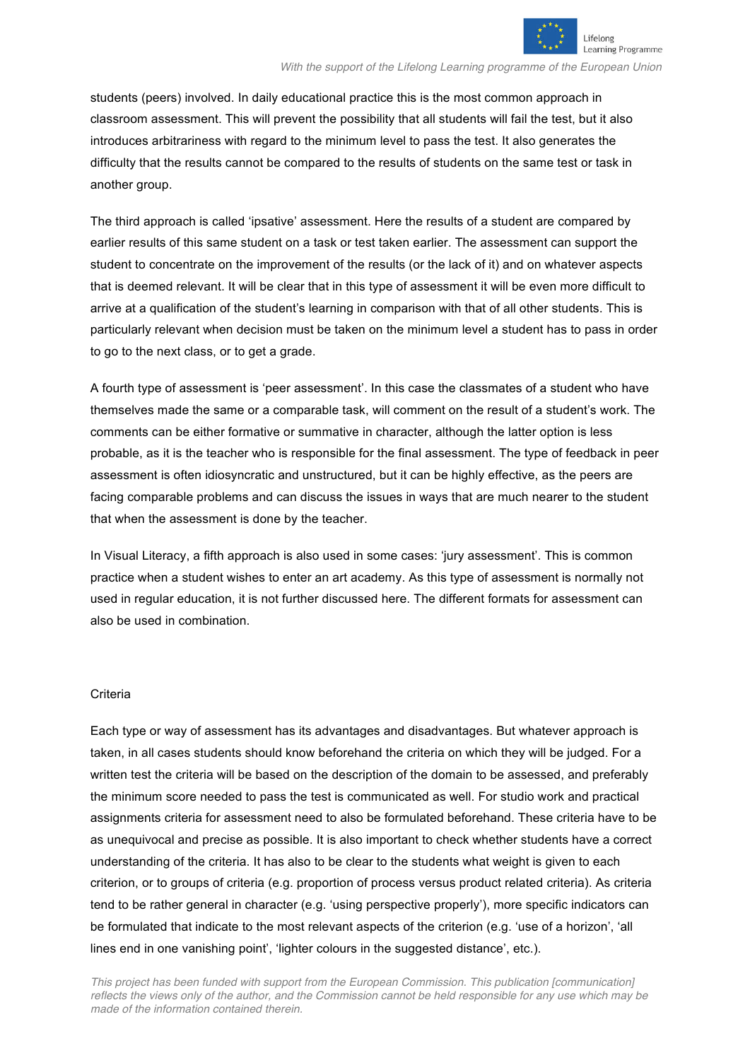students (peers) involved. In daily educational practice this is the most common approach in classroom assessment. This will prevent the possibility that all students will fail the test, but it also introduces arbitrariness with regard to the minimum level to pass the test. It also generates the difficulty that the results cannot be compared to the results of students on the same test or task in another group.

The third approach is called 'ipsative' assessment. Here the results of a student are compared by earlier results of this same student on a task or test taken earlier. The assessment can support the student to concentrate on the improvement of the results (or the lack of it) and on whatever aspects that is deemed relevant. It will be clear that in this type of assessment it will be even more difficult to arrive at a qualification of the student's learning in comparison with that of all other students. This is particularly relevant when decision must be taken on the minimum level a student has to pass in order to go to the next class, or to get a grade.

A fourth type of assessment is 'peer assessment'. In this case the classmates of a student who have themselves made the same or a comparable task, will comment on the result of a student's work. The comments can be either formative or summative in character, although the latter option is less probable, as it is the teacher who is responsible for the final assessment. The type of feedback in peer assessment is often idiosyncratic and unstructured, but it can be highly effective, as the peers are facing comparable problems and can discuss the issues in ways that are much nearer to the student that when the assessment is done by the teacher.

In Visual Literacy, a fifth approach is also used in some cases: 'jury assessment'. This is common practice when a student wishes to enter an art academy. As this type of assessment is normally not used in regular education, it is not further discussed here. The different formats for assessment can also be used in combination.

## Criteria

Each type or way of assessment has its advantages and disadvantages. But whatever approach is taken, in all cases students should know beforehand the criteria on which they will be judged. For a written test the criteria will be based on the description of the domain to be assessed, and preferably the minimum score needed to pass the test is communicated as well. For studio work and practical assignments criteria for assessment need to also be formulated beforehand. These criteria have to be as unequivocal and precise as possible. It is also important to check whether students have a correct understanding of the criteria. It has also to be clear to the students what weight is given to each criterion, or to groups of criteria (e.g. proportion of process versus product related criteria). As criteria tend to be rather general in character (e.g. 'using perspective properly'), more specific indicators can be formulated that indicate to the most relevant aspects of the criterion (e.g. 'use of a horizon', 'all lines end in one vanishing point', 'lighter colours in the suggested distance', etc.).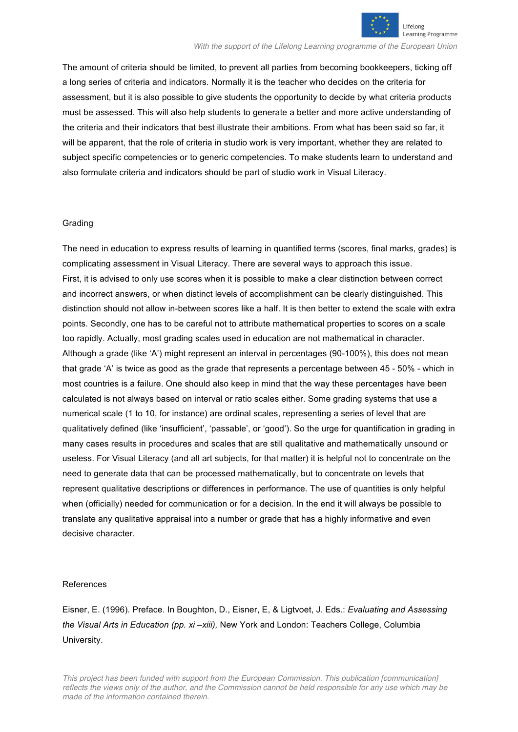The amount of criteria should be limited, to prevent all parties from becoming bookkeepers, ticking off a long series of criteria and indicators. Normally it is the teacher who decides on the criteria for assessment, but it is also possible to give students the opportunity to decide by what criteria products must be assessed. This will also help students to generate a better and more active understanding of the criteria and their indicators that best illustrate their ambitions. From what has been said so far, it will be apparent, that the role of criteria in studio work is very important, whether they are related to subject specific competencies or to generic competencies. To make students learn to understand and also formulate criteria and indicators should be part of studio work in Visual Literacy.

## Grading

The need in education to express results of learning in quantified terms (scores, final marks, grades) is complicating assessment in Visual Literacy. There are several ways to approach this issue.
First, it is advised to only use scores when it is possible to make a clear distinction between correct and incorrect answers, or when distinct levels of accomplishment can be clearly distinguished. This distinction should not allow in-between scores like a half. It is then better to extend the scale with extra points. Secondly, one has to be careful not to attribute mathematical properties to scores on a scale too rapidly. Actually, most grading scales used in education are not mathematical in character. Although a grade (like 'A') might represent an interval in percentages (90-100%), this does not mean that grade 'A' is twice as good as the grade that represents a percentage between 45 - 50% - which in most countries is a failure. One should also keep in mind that the way these percentages have been calculated is not always based on interval or ratio scales either. Some grading systems that use a numerical scale (1 to 10, for instance) are ordinal scales, representing a series of level that are qualitatively defined (like 'insufficient', 'passable', or 'good'). So the urge for quantification in grading in many cases results in procedures and scales that are still qualitative and mathematically unsound or useless. For Visual Literacy (and all art subjects, for that matter) it is helpful not to concentrate on the need to generate data that can be processed mathematically, but to concentrate on levels that represent qualitative descriptions or differences in performance. The use of quantities is only helpful when (officially) needed for communication or for a decision. In the end it will always be possible to translate any qualitative appraisal into a number or grade that has a highly informative and even decisive character.

## References

Eisner, E. (1996). Preface. In Boughton, D., Eisner, E, & Ligtvoet, J. Eds.: *Evaluating and Assessing the Visual Arts in Education (pp. xi –xiii),* New York and London: Teachers College, Columbia University.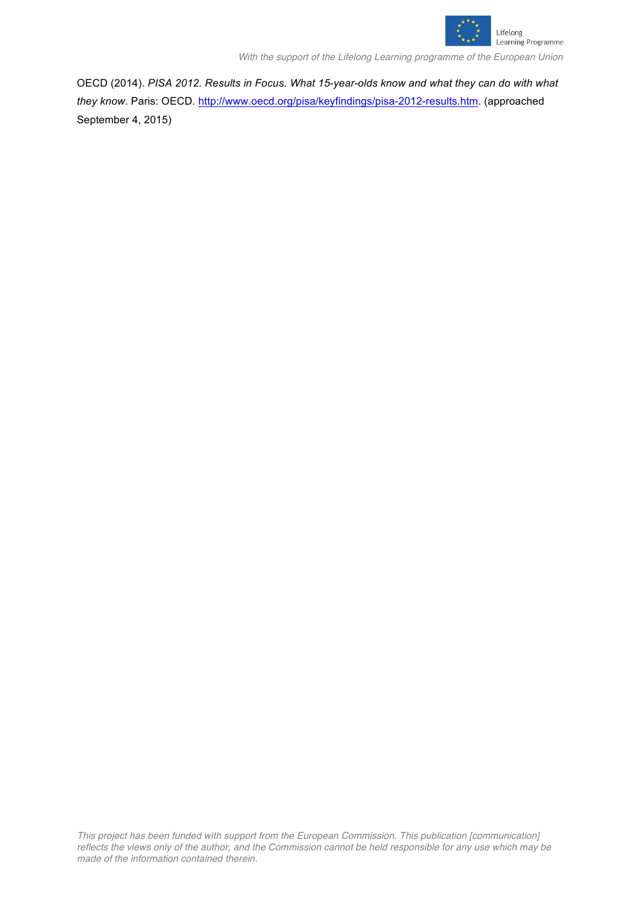OECD (2014). *PISA 2012. Results in Focus. What 15-year-olds know and what they can do with what they know*. Paris: OECD. http://www.oecd.org/pisa/keyfindings/pisa-2012-results.htm. (approached September 4, 2015)